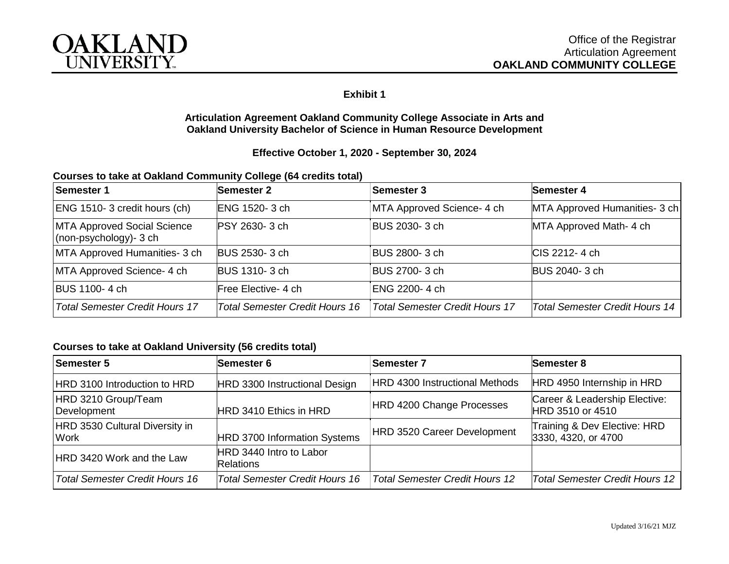OAKLAND UNIVERSITY

Office of the Registrar
Articulation Agreement
**OAKLAND COMMUNITY COLLEGE**

**Exhibit 1**

**Articulation Agreement Oakland Community College Associate in Arts and Oakland University Bachelor of Science in Human Resource Development**

**Effective October 1, 2020 - September 30, 2024**

**Courses to take at Oakland Community College (64 credits total)**

| **Semester 1** | **Semester 2** | **Semester 3** | **Semester 4** |
|---|---|---|---|
| ENG 1510- 3 credit hours (ch) | ENG 1520- 3 ch | MTA Approved Science- 4 ch | MTA Approved Humanities- 3 ch |
| MTA Approved Social Science (non-psychology)- 3 ch | PSY 2630- 3 ch | BUS 2030- 3 ch | MTA Approved Math- 4 ch |
| MTA Approved Humanities- 3 ch | BUS 2530- 3 ch | BUS 2800- 3 ch | CIS 2212- 4 ch |
| MTA Approved Science- 4 ch | BUS 1310- 3 ch | BUS 2700- 3 ch | BUS 2040- 3 ch |
| BUS 1100- 4 ch | Free Elective- 4 ch | ENG 2200- 4 ch | |
| *Total Semester Credit Hours 17* | *Total Semester Credit Hours 16* | *Total Semester Credit Hours 17* | *Total Semester Credit Hours 14* |

**Courses to take at Oakland University (56 credits total)**

| **Semester 5** | **Semester 6** | **Semester 7** | **Semester 8** |
|---|---|---|---|
| HRD 3100 Introduction to HRD | HRD 3300 Instructional Design | HRD 4300 Instructional Methods | HRD 4950 Internship in HRD |
| HRD 3210 Group/Team Development | HRD 3410 Ethics in HRD | HRD 4200 Change Processes | Career & Leadership Elective: HRD 3510 or 4510 |
| HRD 3530 Cultural Diversity in Work | HRD 3700 Information Systems | HRD 3520 Career Development | Training & Dev Elective: HRD 3330, 4320, or 4700 |
| HRD 3420 Work and the Law | HRD 3440 Intro to Labor Relations | | |
| *Total Semester Credit Hours 16* | *Total Semester Credit Hours 16* | *Total Semester Credit Hours 12* | *Total Semester Credit Hours 12* |

Updated 3/16/21 MJZ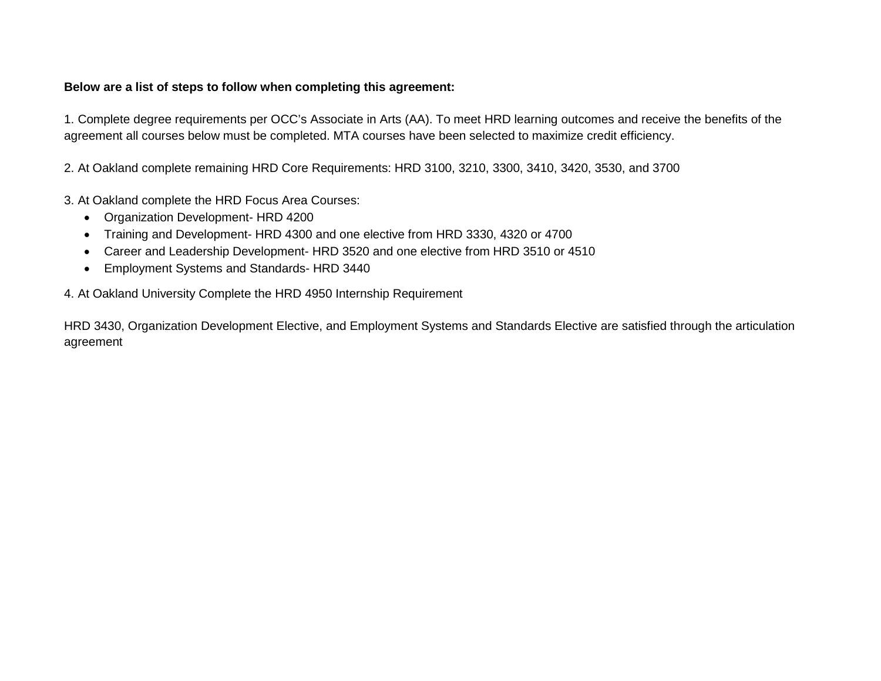**Below are a list of steps to follow when completing this agreement:**

1. Complete degree requirements per OCC's Associate in Arts (AA). To meet HRD learning outcomes and receive the benefits of the agreement all courses below must be completed. MTA courses have been selected to maximize credit efficiency.

2. At Oakland complete remaining HRD Core Requirements: HRD 3100, 3210, 3300, 3410, 3420, 3530, and 3700

3. At Oakland complete the HRD Focus Area Courses:

- Organization Development- HRD 4200
- Training and Development- HRD 4300 and one elective from HRD 3330, 4320 or 4700
- Career and Leadership Development- HRD 3520 and one elective from HRD 3510 or 4510
- Employment Systems and Standards- HRD 3440

4. At Oakland University Complete the HRD 4950 Internship Requirement

HRD 3430, Organization Development Elective, and Employment Systems and Standards Elective are satisfied through the articulation agreement